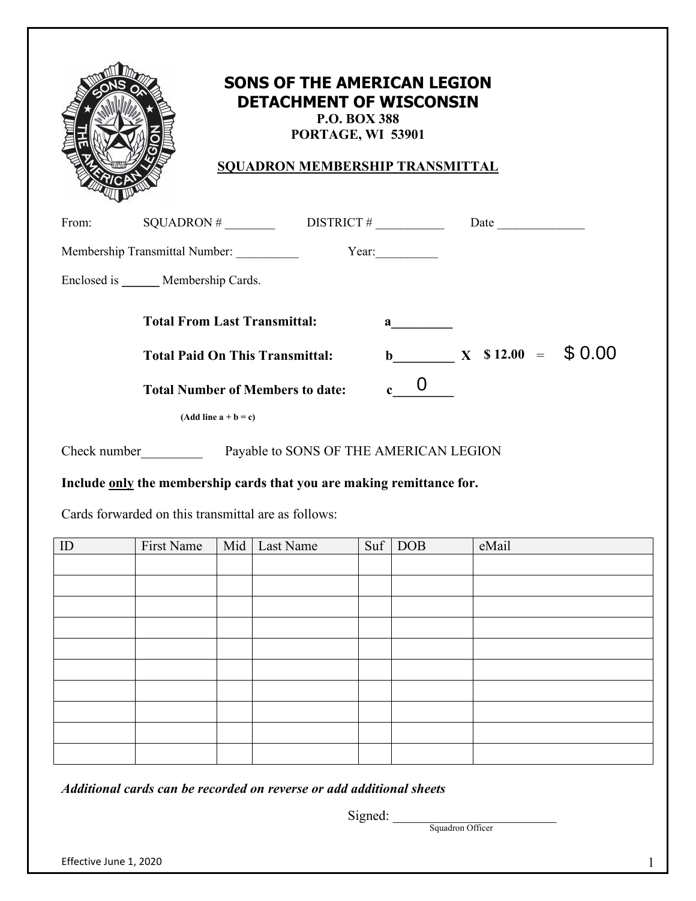# SONS OF THE AMERICAN LEGION
# DETACHMENT OF WISCONSIN

**P.O. BOX 388**
**PORTAGE, WI 53901**

**SQUADRON MEMBERSHIP TRANSMITTAL**

From: SQUADRON # ________ DISTRICT # ___________ Date ______________

Membership Transmittal Number: __________ Year:__________

Enclosed is ______ Membership Cards.

**Total From Last Transmittal:** a_________

**Total Paid On This Transmittal:** b_________ **X $ 12.00** = $ 0.00

**Total Number of Members to date:** c 0

**(Add line a + b = c)**

Check number_________ Payable to SONS OF THE AMERICAN LEGION

**Include only the membership cards that you are making remittance for.**

Cards forwarded on this transmittal are as follows:

| ID | First Name | Mid | Last Name | Suf | DOB | eMail |
|---|---|---|---|---|---|---|
| | | | | | | |
| | | | | | | |
| | | | | | | |
| | | | | | | |
| | | | | | | |
| | | | | | | |
| | | | | | | |
| | | | | | | |
| | | | | | | |
| | | | | | | |

***Additional cards can be recorded on reverse or add additional sheets***

Signed: __________________________
Squadron Officer

Effective June 1, 2020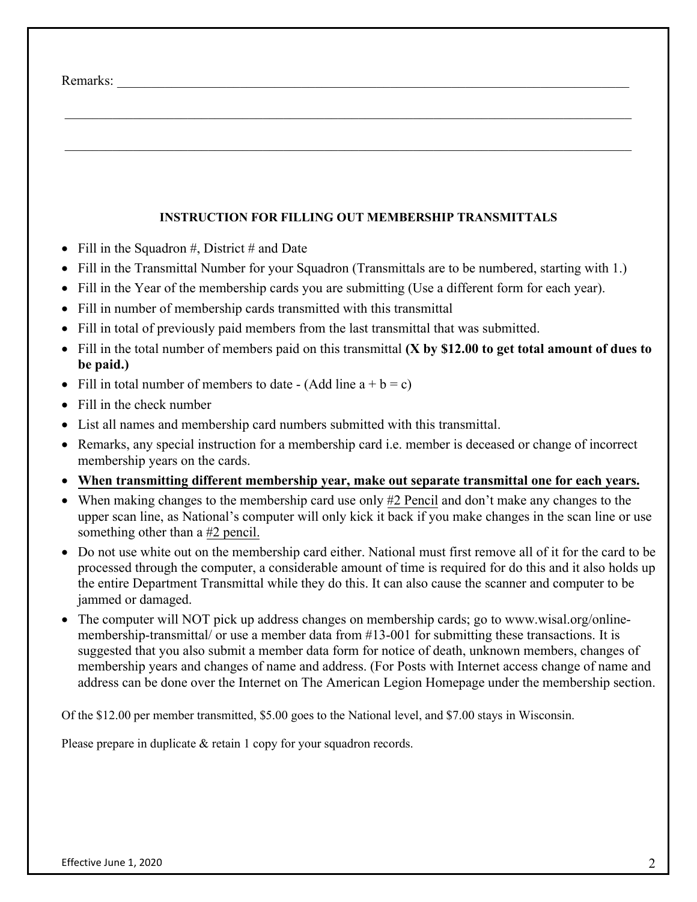Remarks: ____________________________________________________________________________

____________________________________________________________________________________

____________________________________________________________________________________

**INSTRUCTION FOR FILLING OUT MEMBERSHIP TRANSMITTALS**

- Fill in the Squadron #, District # and Date
- Fill in the Transmittal Number for your Squadron (Transmittals are to be numbered, starting with 1.)
- Fill in the Year of the membership cards you are submitting (Use a different form for each year).
- Fill in number of membership cards transmitted with this transmittal
- Fill in total of previously paid members from the last transmittal that was submitted.
- Fill in the total number of members paid on this transmittal **(X by $12.00 to get total amount of dues to be paid.)**
- Fill in total number of members to date - (Add line a + b = c)
- Fill in the check number
- List all names and membership card numbers submitted with this transmittal.
- Remarks, any special instruction for a membership card i.e. member is deceased or change of incorrect membership years on the cards.
- <u>**When transmitting different membership year, make out separate transmittal one for each years.**</u>
- When making changes to the membership card use only <u>#2 Pencil</u> and don't make any changes to the upper scan line, as National's computer will only kick it back if you make changes in the scan line or use something other than a <u>#2 pencil.</u>
- Do not use white out on the membership card either. National must first remove all of it for the card to be processed through the computer, a considerable amount of time is required for do this and it also holds up the entire Department Transmittal while they do this. It can also cause the scanner and computer to be jammed or damaged.
- The computer will NOT pick up address changes on membership cards; go to www.wisal.org/online-membership-transmittal/ or use a member data from #13-001 for submitting these transactions. It is suggested that you also submit a member data form for notice of death, unknown members, changes of membership years and changes of name and address. (For Posts with Internet access change of name and address can be done over the Internet on The American Legion Homepage under the membership section.

Of the $12.00 per member transmitted, $5.00 goes to the National level, and $7.00 stays in Wisconsin.

Please prepare in duplicate & retain 1 copy for your squadron records.

Effective June 1, 2020